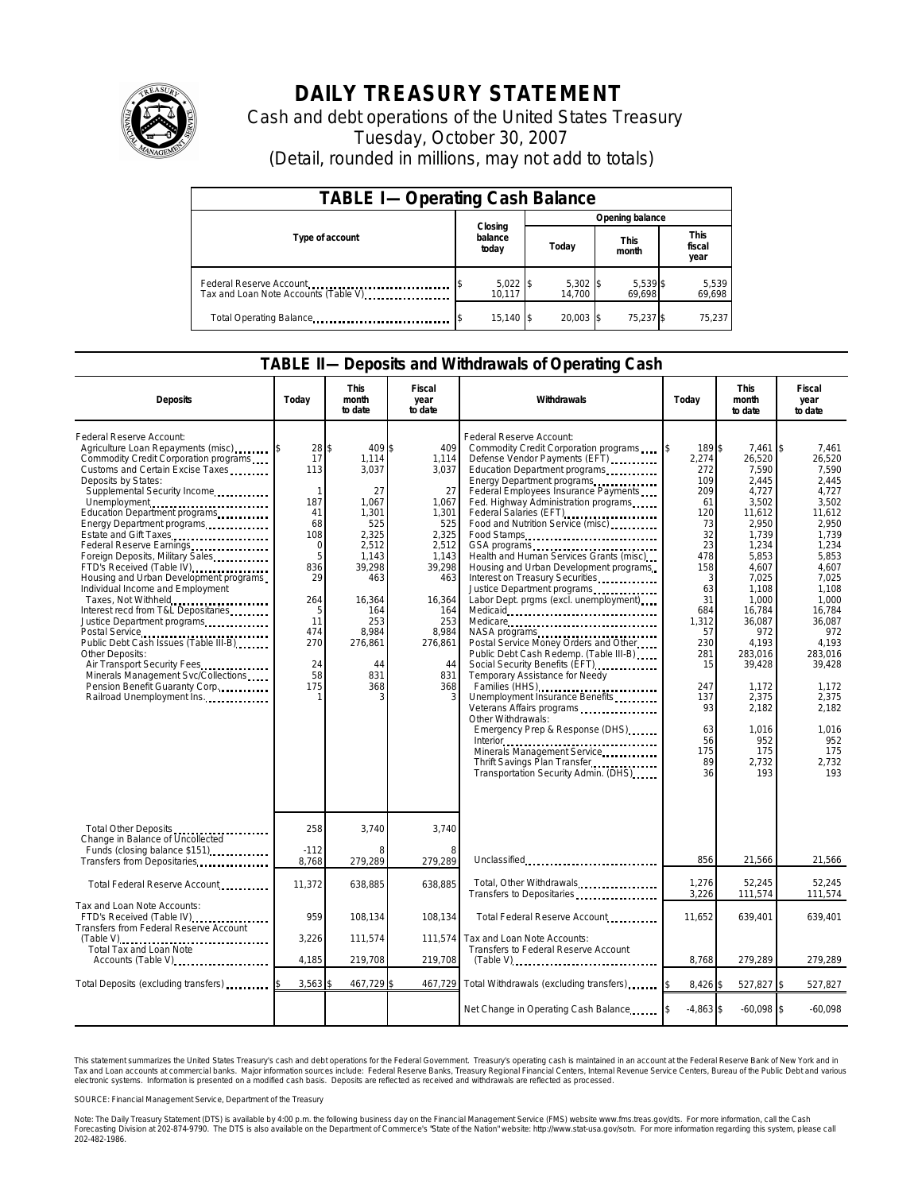# DAILY TREASURY STATEMENT

Cash and debt operations of the United States Treasury

Tuesday, October 30, 2007

(Detail, rounded in millions, may not add to totals)

| TABLE I—Operating Cash Balance | | | | |
|---|---|---|---|---|
| Type of account | Closing balance today | Opening balance | | |
| | | Today | This month | This fiscal year |
| Federal Reserve Account | $ 5,022 | $ 5,302 | $ 5,539 | $ 5,539 |
| Tax and Loan Note Accounts (Table V) | 10,117 | 14,700 | 69,698 | 69,698 |
| Total Operating Balance | $ 15,140 | $ 20,003 | $ 75,237 | $ 75,237 |

## TABLE II—Deposits and Withdrawals of Operating Cash

| Deposits | Today | This month to date | Fiscal year to date | Withdrawals | Today | This month to date | Fiscal year to date |
|---|---|---|---|---|---|---|---|
| Federal Reserve Account: | | | | Federal Reserve Account: | | | |
| Agriculture Loan Repayments (misc) | $ 28 | $ 409 | $ 409 | Commodity Credit Corporation programs | $ 189 | $ 7,461 | $ 7,461 |
| Commodity Credit Corporation programs | 17 | 1,114 | 1,114 | Defense Vendor Payments (EFT) | 2,274 | 26,520 | 26,520 |
| Customs and Certain Excise Taxes | 113 | 3,037 | 3,037 | Education Department programs | 272 | 7,590 | 7,590 |
| Deposits by States: | | | | Energy Department programs | 109 | 2,445 | 2,445 |
| Supplemental Security Income | 1 | 27 | 27 | Federal Employees Insurance Payments | 209 | 4,727 | 4,727 |
| Unemployment | 187 | 1,067 | 1,067 | Fed. Highway Administration programs | 61 | 3,502 | 3,502 |
| Education Department programs | 41 | 1,301 | 1,301 | Federal Salaries (EFT) | 120 | 11,612 | 11,612 |
| Energy Department programs | 68 | 525 | 525 | Food and Nutrition Service (misc) | 73 | 2,950 | 2,950 |
| Estate and Gift Taxes | 108 | 2,325 | 2,325 | Food Stamps | 32 | 1,739 | 1,739 |
| Federal Reserve Earnings | 0 | 2,512 | 2,512 | GSA programs | 23 | 1,234 | 1,234 |
| Foreign Deposits, Military Sales | 5 | 1,143 | 1,143 | Health and Human Services Grants (misc) | 478 | 5,853 | 5,853 |
| FTD's Received (Table IV) | 836 | 39,298 | 39,298 | Housing and Urban Development programs | 158 | 4,607 | 4,607 |
| Housing and Urban Development programs | 29 | 463 | 463 | Interest on Treasury Securities | 3 | 7,025 | 7,025 |
| Individual Income and Employment | | | | Justice Department programs | 63 | 1,108 | 1,108 |
| Taxes, Not Withheld | 264 | 16,364 | 16,364 | Labor Dept. prgms (excl. unemployment) | 31 | 1,000 | 1,000 |
| Interest recd from T&L Depositaries | 5 | 164 | 164 | Medicaid | 684 | 16,784 | 16,784 |
| Justice Department programs | 11 | 253 | 253 | Medicare | 1,312 | 36,087 | 36,087 |
| Postal Service | 474 | 8,984 | 8,984 | NASA programs | 57 | 972 | 972 |
| Public Debt Cash Issues (Table III-B) | 270 | 276,861 | 276,861 | Postal Service Money Orders and Other | 230 | 4,193 | 4,193 |
| Other Deposits: | | | | Public Debt Cash Redemp. (Table III-B) | 281 | 283,016 | 283,016 |
| Air Transport Security Fees | 24 | 44 | 44 | Social Security Benefits (EFT) | 15 | 39,428 | 39,428 |
| Minerals Management Svc/Collections | 58 | 831 | 831 | Temporary Assistance for Needy | | | |
| Pension Benefit Guaranty Corp. | 175 | 368 | 368 | Families (HHS) | 247 | 1,172 | 1,172 |
| Railroad Unemployment Ins. | 1 | 3 | 3 | Unemployment Insurance Benefits | 137 | 2,375 | 2,375 |
| | | | | Veterans Affairs programs | 93 | 2,182 | 2,182 |
| | | | | Other Withdrawals: | | | |
| | | | | Emergency Prep & Response (DHS) | 63 | 1,016 | 1,016 |
| | | | | Interior | 56 | 952 | 952 |
| | | | | Minerals Management Service | 175 | 175 | 175 |
| | | | | Thrift Savings Plan Transfer | 89 | 2,732 | 2,732 |
| | | | | Transportation Security Admin. (DHS) | 36 | 193 | 193 |
| Total Other Deposits | 258 | 3,740 | 3,740 | | | | |
| Change in Balance of Uncollected Funds (closing balance $151) | -112 | 8 | 8 | | | | |
| Transfers from Depositaries | 8,768 | 279,289 | 279,289 | Unclassified | 856 | 21,566 | 21,566 |
| Total Federal Reserve Account | 11,372 | 638,885 | 638,885 | Total, Other Withdrawals | 1,276 | 52,245 | 52,245 |
| | | | | Transfers to Depositaries | 3,226 | 111,574 | 111,574 |
| Tax and Loan Note Accounts: | | | | Total Federal Reserve Account | 11,652 | 639,401 | 639,401 |
| FTD's Received (Table IV) | 959 | 108,134 | 108,134 | | | | |
| Transfers from Federal Reserve Account (Table V) | 3,226 | 111,574 | 111,574 | Tax and Loan Note Accounts: | | | |
| Total Tax and Loan Note Accounts (Table V) | 4,185 | 219,708 | 219,708 | Transfers to Federal Reserve Account (Table V) | 8,768 | 279,289 | 279,289 |
| Total Deposits (excluding transfers) | $ 3,563 | $ 467,729 | $ 467,729 | Total Withdrawals (excluding transfers) | $ 8,426 | $ 527,827 | $ 527,827 |
| | | | | Net Change in Operating Cash Balance | $ -4,863 | $ -60,098 | $ -60,098 |

This statement summarizes the United States Treasury's cash and debt operations for the Federal Government. Treasury's operating cash is maintained in an account at the Federal Reserve Bank of New York and in Tax and Loan accounts at commercial banks. Major information sources include: Federal Reserve Banks, Treasury Regional Financial Centers, Internal Revenue Service Centers, Bureau of the Public Debt and various electronic systems. Information is presented on a modified cash basis. Deposits are reflected as received and withdrawals are reflected as processed.

SOURCE: Financial Management Service, Department of the Treasury

Note: The Daily Treasury Statement (DTS) is available by 4:00 p.m. the following business day on the Financial Management Service (FMS) website www.fms.treas.gov/dts. For more information, call the Cash Forecasting Division at 202-874-9790. The DTS is also available on the Department of Commerce's "State of the Nation" website: http://www.stat-usa.gov/sotn. For more information regarding this system, please call 202-482-1986.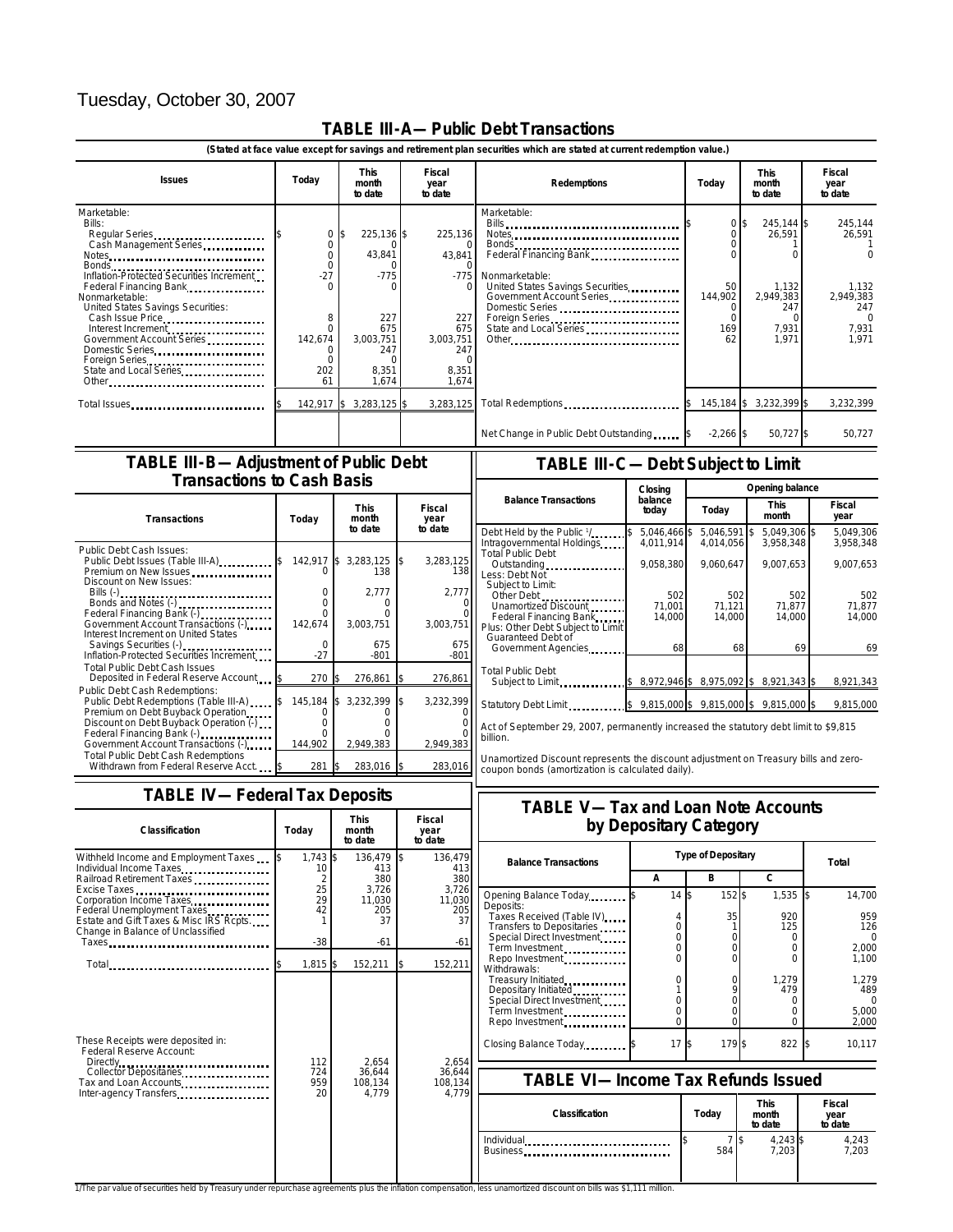Tuesday, October 30, 2007

## TABLE III-A— Public Debt Transactions

(Stated at face value except for savings and retirement plan securities which are stated at current redemption value.)

| Issues | Today | This month to date | Fiscal year to date |
|---|---|---|---|
| Marketable: | | | |
| Bills: | | | |
| Regular Series | $ 0 | $ 225,136 | $ 225,136 |
| Cash Management Series | 0 | 0 | 0 |
| Notes | 0 | 43,841 | 43,841 |
| Bonds | 0 | 0 | 0 |
| Inflation-Protected Securities Increment | -27 | -775 | -775 |
| Federal Financing Bank | 0 | 0 | 0 |
| Nonmarketable: | | | |
| United States Savings Securities: | | | |
| Cash Issue Price | 8 | 227 | 227 |
| Interest Increment | 0 | 675 | 675 |
| Government Account Series | 142,674 | 3,003,751 | 3,003,751 |
| Domestic Series | 0 | 247 | 247 |
| Foreign Series | 0 | 0 | 0 |
| State and Local Series | 202 | 8,351 | 8,351 |
| Other | 61 | 1,674 | 1,674 |
| Total Issues | $ 142,917 | $ 3,283,125 | $ 3,283,125 |

| Redemptions | Today | This month to date | Fiscal year to date |
|---|---|---|---|
| Marketable: | | | |
| Bills | $ 0 | $ 245,144 | $ 245,144 |
| Notes | 0 | 26,591 | 26,591 |
| Bonds | 0 | 1 | 1 |
| Federal Financing Bank | 0 | 0 | 0 |
| Nonmarketable: | | | |
| United States Savings Securities | 50 | 1,132 | 1,132 |
| Government Account Series | 144,902 | 2,949,383 | 2,949,383 |
| Domestic Series | 0 | 247 | 247 |
| Foreign Series | 0 | 0 | 0 |
| State and Local Series | 169 | 7,931 | 7,931 |
| Other | 62 | 1,971 | 1,971 |
| Total Redemptions | $ 145,184 | $ 3,232,399 | $ 3,232,399 |
| Net Change in Public Debt Outstanding | $ -2,266 | $ 50,727 | $ 50,727 |

## TABLE III-B— Adjustment of Public Debt Transactions to Cash Basis

| Transactions | Today | This month to date | Fiscal year to date |
|---|---|---|---|
| Public Debt Cash Issues: | | | |
| Public Debt Issues (Table III-A) | $ 142,917 | $ 3,283,125 | $ 3,283,125 |
| Premium on New Issues | 0 | 138 | 138 |
| Discount on New Issues: | | | |
| Bills (-) | 0 | 2,777 | 2,777 |
| Bonds and Notes (-) | 0 | 0 | 0 |
| Federal Financing Bank (-) | 0 | 0 | 0 |
| Government Account Transactions (-) | 142,674 | 3,003,751 | 3,003,751 |
| Interest Increment on United States Savings Securities (-) | 0 | 675 | 675 |
| Inflation-Protected Securities Increment | -27 | -801 | -801 |
| Total Public Debt Cash Issues Deposited in Federal Reserve Account | $ 270 | $ 276,861 | $ 276,861 |
| Public Debt Cash Redemptions: | | | |
| Public Debt Redemptions (Table III-A) | $ 145,184 | $ 3,232,399 | $ 3,232,399 |
| Premium on Debt Buyback Operation | 0 | 0 | 0 |
| Discount on Debt Buyback Operation (-) | 0 | 0 | 0 |
| Federal Financing Bank (-) | 0 | 0 | 0 |
| Government Account Transactions (-) | 144,902 | 2,949,383 | 2,949,383 |
| Total Public Debt Cash Redemptions Withdrawn from Federal Reserve Acct. | $ 281 | $ 283,016 | $ 283,016 |

## TABLE III-C— Debt Subject to Limit

| Balance Transactions | Closing balance today | Opening balance Today | Opening balance This month | Opening balance Fiscal year |
|---|---|---|---|---|
| Debt Held by the Public 1/ | $ 5,046,466 | $ 5,046,591 | $ 5,049,306 | $ 5,049,306 |
| Intragovernmental Holdings | 4,011,914 | 4,014,056 | 3,958,348 | 3,958,348 |
| Total Public Debt Outstanding | 9,058,380 | 9,060,647 | 9,007,653 | 9,007,653 |
| Less: Debt Not Subject to Limit: | | | | |
| Other Debt | 502 | 502 | 502 | 502 |
| Unamortized Discount | 71,001 | 71,121 | 71,877 | 71,877 |
| Federal Financing Bank | 14,000 | 14,000 | 14,000 | 14,000 |
| Plus: Other Debt Subject to Limit | | | | |
| Guaranteed Debt of Government Agencies | 68 | 68 | 69 | 69 |
| Total Public Debt Subject to Limit | $ 8,972,946 | $ 8,975,092 | $ 8,921,343 | $ 8,921,343 |
| Statutory Debt Limit | $ 9,815,000 | $ 9,815,000 | $ 9,815,000 | $ 9,815,000 |

Act of September 29, 2007, permanently increased the statutory debt limit to $9,815 billion.

Unamortized Discount represents the discount adjustment on Treasury bills and zero-coupon bonds (amortization is calculated daily).

## TABLE IV— Federal Tax Deposits

| Classification | Today | This month to date | Fiscal year to date |
|---|---|---|---|
| Withheld Income and Employment Taxes | $ 1,743 | $ 136,479 | $ 136,479 |
| Individual Income Taxes | 10 | 413 | 413 |
| Railroad Retirement Taxes | 2 | 380 | 380 |
| Excise Taxes | 25 | 3,726 | 3,726 |
| Corporation Income Taxes | 29 | 11,030 | 11,030 |
| Federal Unemployment Taxes | 42 | 205 | 205 |
| Estate and Gift Taxes & Misc IRS Rcpts. | 1 | 37 | 37 |
| Change in Balance of Unclassified Taxes | -38 | -61 | -61 |
| Total | $ 1,815 | $ 152,211 | $ 152,211 |
| These Receipts were deposited in: | | | |
| Federal Reserve Account: | | | |
| Directly | 112 | 2,654 | 2,654 |
| Collector Depositaries | 724 | 36,644 | 36,644 |
| Tax and Loan Accounts | 959 | 108,134 | 108,134 |
| Inter-agency Transfers | 20 | 4,779 | 4,779 |

## TABLE V— Tax and Loan Note Accounts by Depositary Category

| Balance Transactions | Type of Depositary A | B | C | Total |
|---|---|---|---|---|
| Opening Balance Today | $ 14 | $ 152 | $ 1,535 | $ 14,700 |
| Deposits: | | | | |
| Taxes Received (Table IV) | 4 | 35 | 920 | 959 |
| Transfers to Depositaries | 0 | 1 | 125 | 126 |
| Special Direct Investment | 0 | 0 | 0 | 0 |
| Term Investment | 0 | 0 | 0 | 2,000 |
| Repo Investment | 0 | 0 | 0 | 1,100 |
| Withdrawals: | | | | |
| Treasury Initiated | 0 | 0 | 1,279 | 1,279 |
| Depositary Initiated | 1 | 9 | 479 | 489 |
| Special Direct Investment | 0 | 0 | 0 | 0 |
| Term Investment | 0 | 0 | 0 | 5,000 |
| Repo Investment | 0 | 0 | 0 | 2,000 |
| Closing Balance Today | $ 17 | $ 179 | $ 822 | $ 10,117 |

## TABLE VI— Income Tax Refunds Issued

| Classification | Today | This month to date | Fiscal year to date |
|---|---|---|---|
| Individual | $ 7 | $ 4,243 | $ 4,243 |
| Business | 584 | 7,203 | 7,203 |

1/The par value of securities held by Treasury under repurchase agreements plus the inflation compensation, less unamortized discount on bills was $1,111 million.